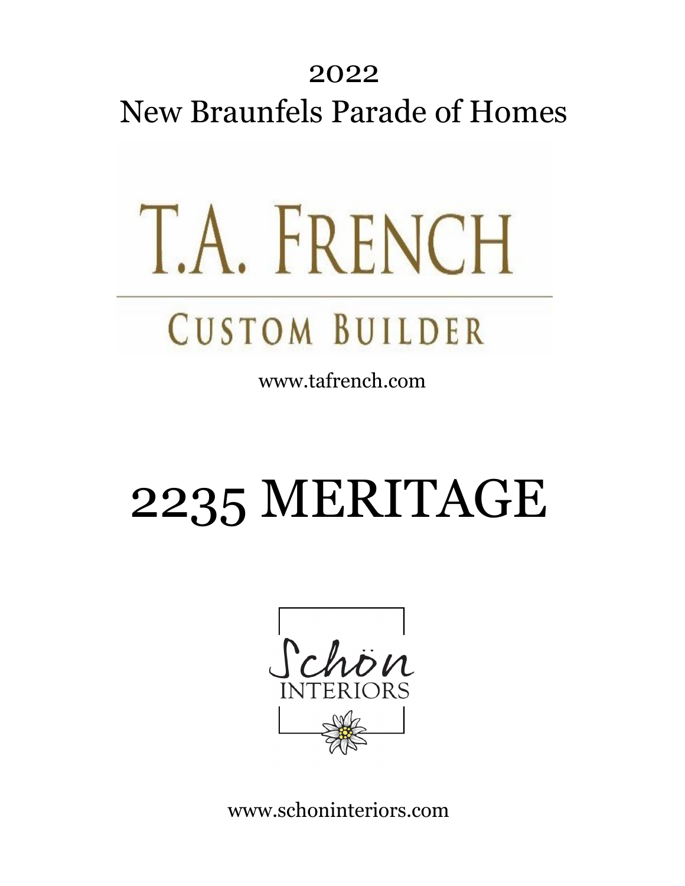# 2022
# New Braunfels Parade of Homes

T.A. FRENCH

CUSTOM BUILDER

www.tafrench.com

# 2235 MERITAGE

Schön
INTERIORS

www.schoninteriors.com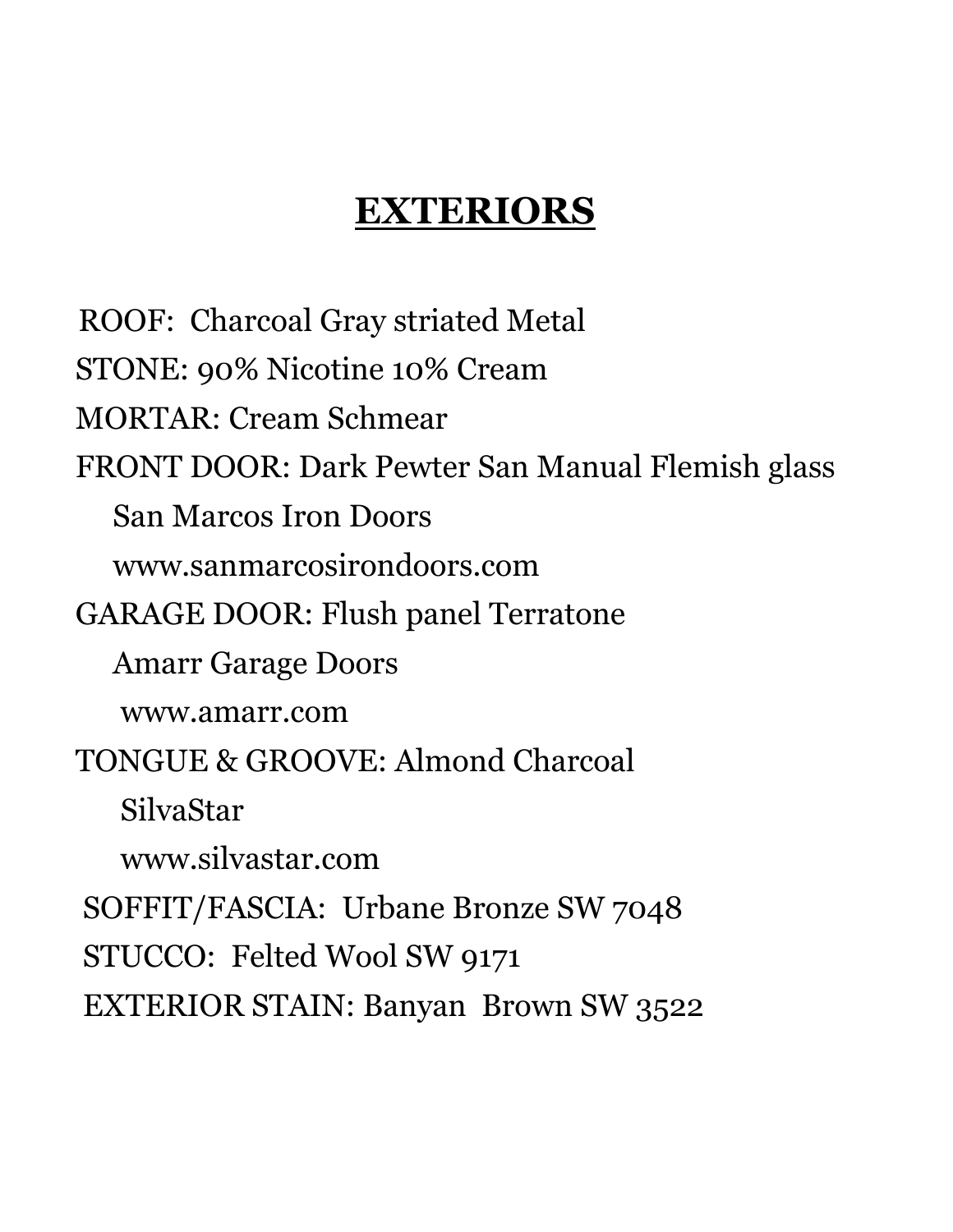# EXTERIORS

ROOF: Charcoal Gray striated Metal

STONE: 90% Nicotine 10% Cream

MORTAR: Cream Schmear

FRONT DOOR: Dark Pewter San Manual Flemish glass
San Marcos Iron Doors
www.sanmarcosirondoors.com

GARAGE DOOR: Flush panel Terratone
Amarr Garage Doors
www.amarr.com

TONGUE & GROOVE: Almond Charcoal
SilvaStar
www.silvastar.com

SOFFIT/FASCIA: Urbane Bronze SW 7048

STUCCO: Felted Wool SW 9171

EXTERIOR STAIN: Banyan Brown SW 3522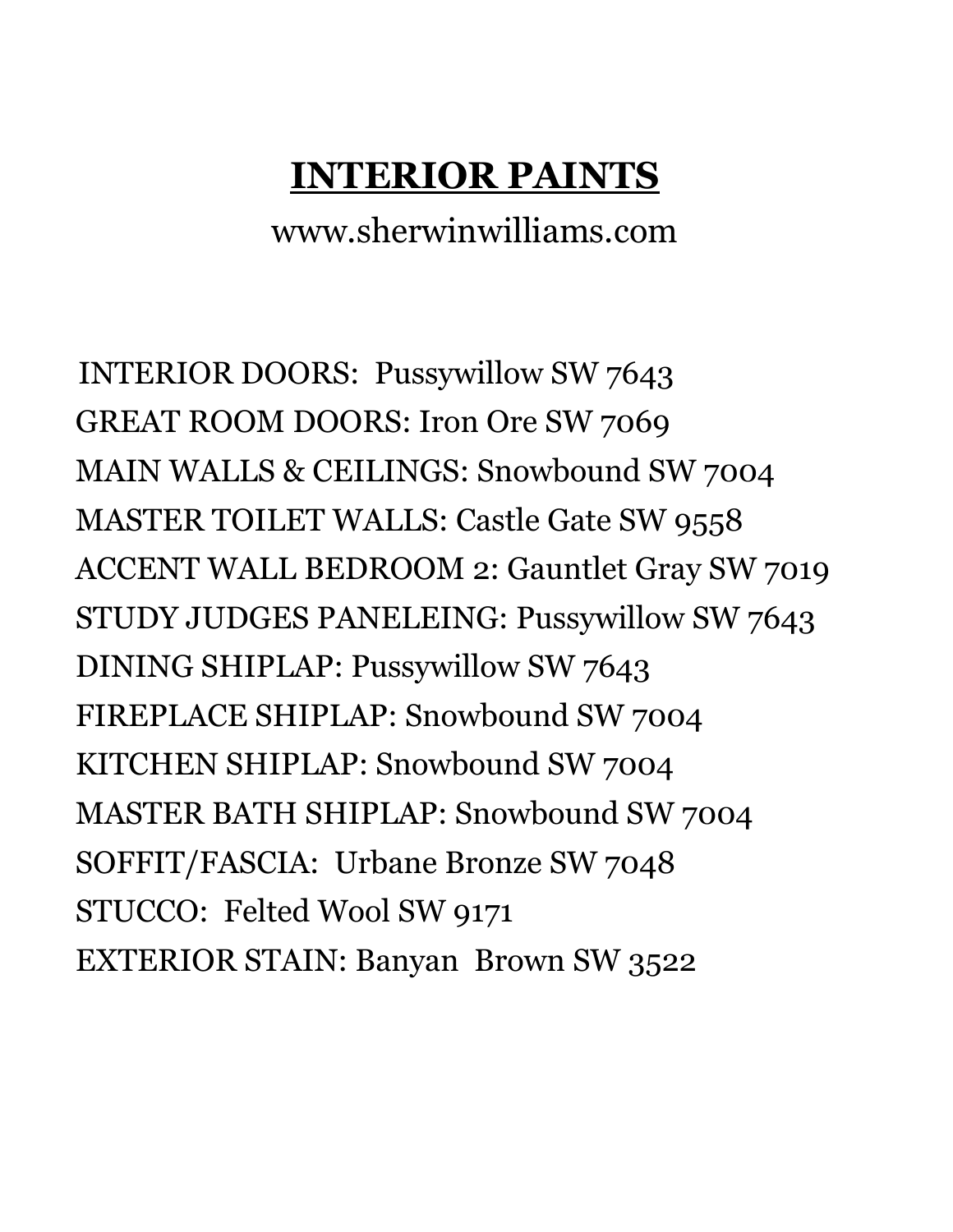# INTERIOR PAINTS

www.sherwinwilliams.com

INTERIOR DOORS: Pussywillow SW 7643
GREAT ROOM DOORS: Iron Ore SW 7069
MAIN WALLS & CEILINGS: Snowbound SW 7004
MASTER TOILET WALLS: Castle Gate SW 9558
ACCENT WALL BEDROOM 2: Gauntlet Gray SW 7019
STUDY JUDGES PANELEING: Pussywillow SW 7643
DINING SHIPLAP: Pussywillow SW 7643
FIREPLACE SHIPLAP: Snowbound SW 7004
KITCHEN SHIPLAP: Snowbound SW 7004
MASTER BATH SHIPLAP: Snowbound SW 7004
SOFFIT/FASCIA: Urbane Bronze SW 7048
STUCCO: Felted Wool SW 9171
EXTERIOR STAIN: Banyan Brown SW 3522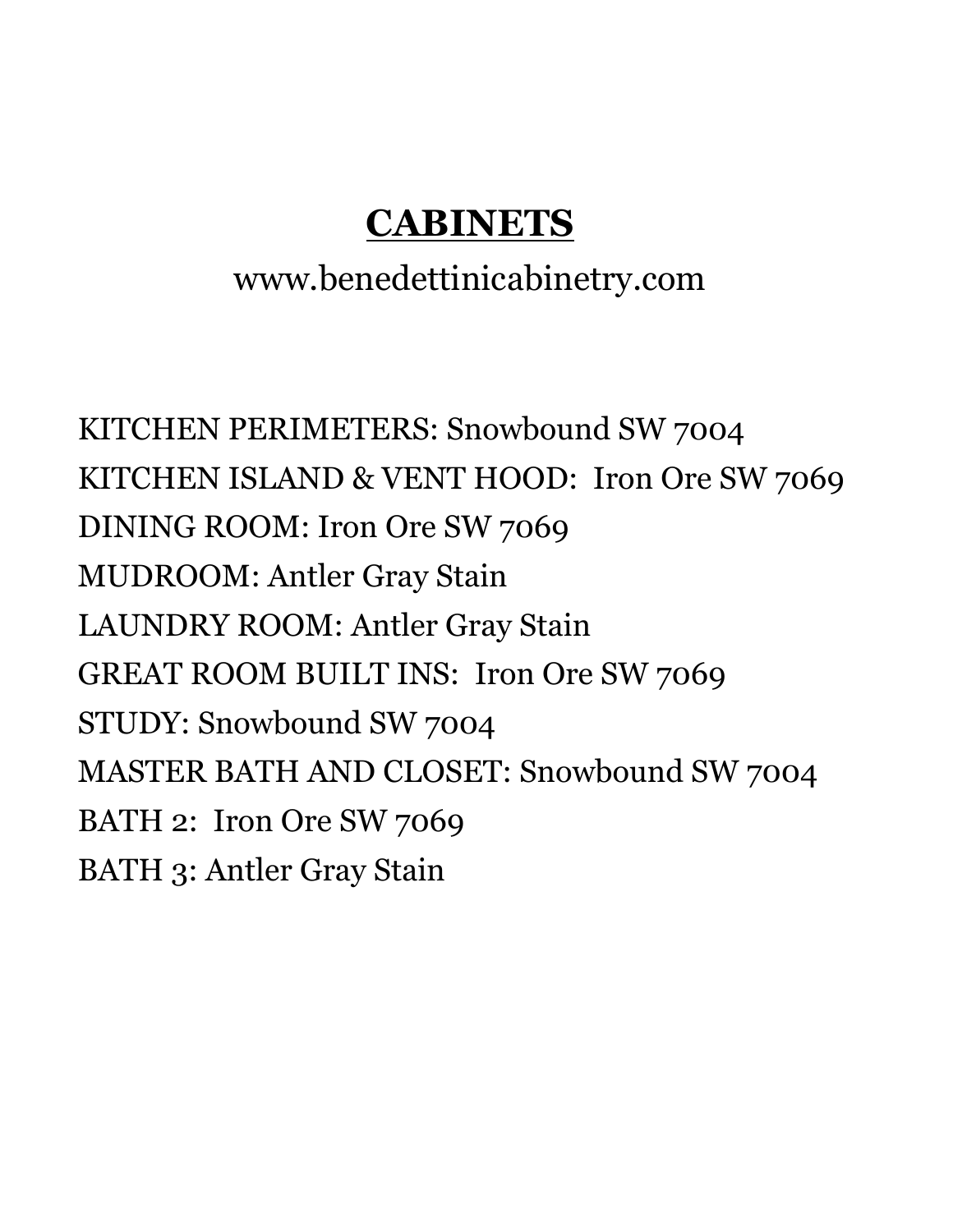# CABINETS

www.benedettinicabinetry.com

KITCHEN PERIMETERS: Snowbound SW 7004
KITCHEN ISLAND & VENT HOOD: Iron Ore SW 7069
DINING ROOM: Iron Ore SW 7069
MUDROOM: Antler Gray Stain
LAUNDRY ROOM: Antler Gray Stain
GREAT ROOM BUILT INS: Iron Ore SW 7069
STUDY: Snowbound SW 7004
MASTER BATH AND CLOSET: Snowbound SW 7004
BATH 2: Iron Ore SW 7069
BATH 3: Antler Gray Stain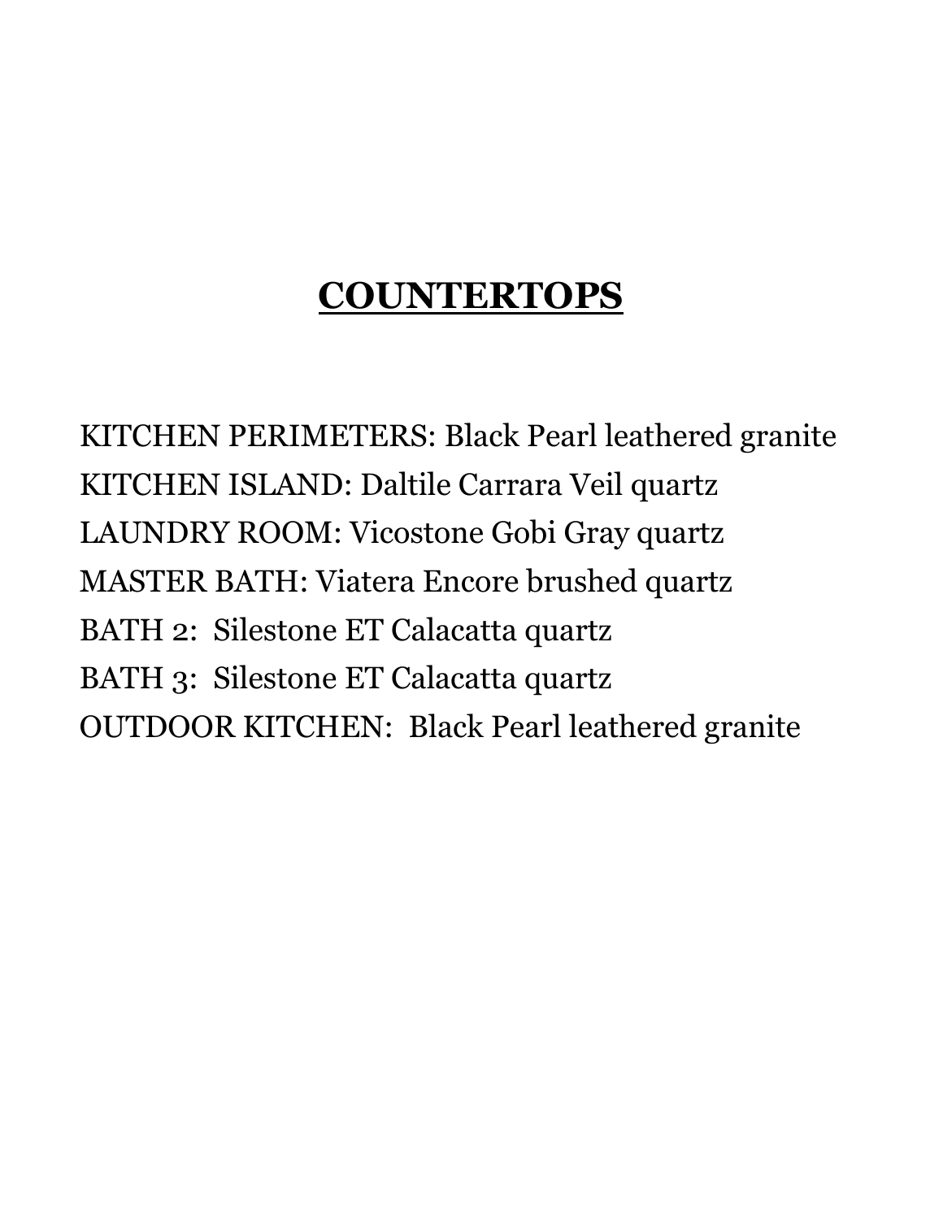# COUNTERTOPS

KITCHEN PERIMETERS: Black Pearl leathered granite
KITCHEN ISLAND: Daltile Carrara Veil quartz
LAUNDRY ROOM: Vicostone Gobi Gray quartz
MASTER BATH: Viatera Encore brushed quartz
BATH 2: Silestone ET Calacatta quartz
BATH 3: Silestone ET Calacatta quartz
OUTDOOR KITCHEN: Black Pearl leathered granite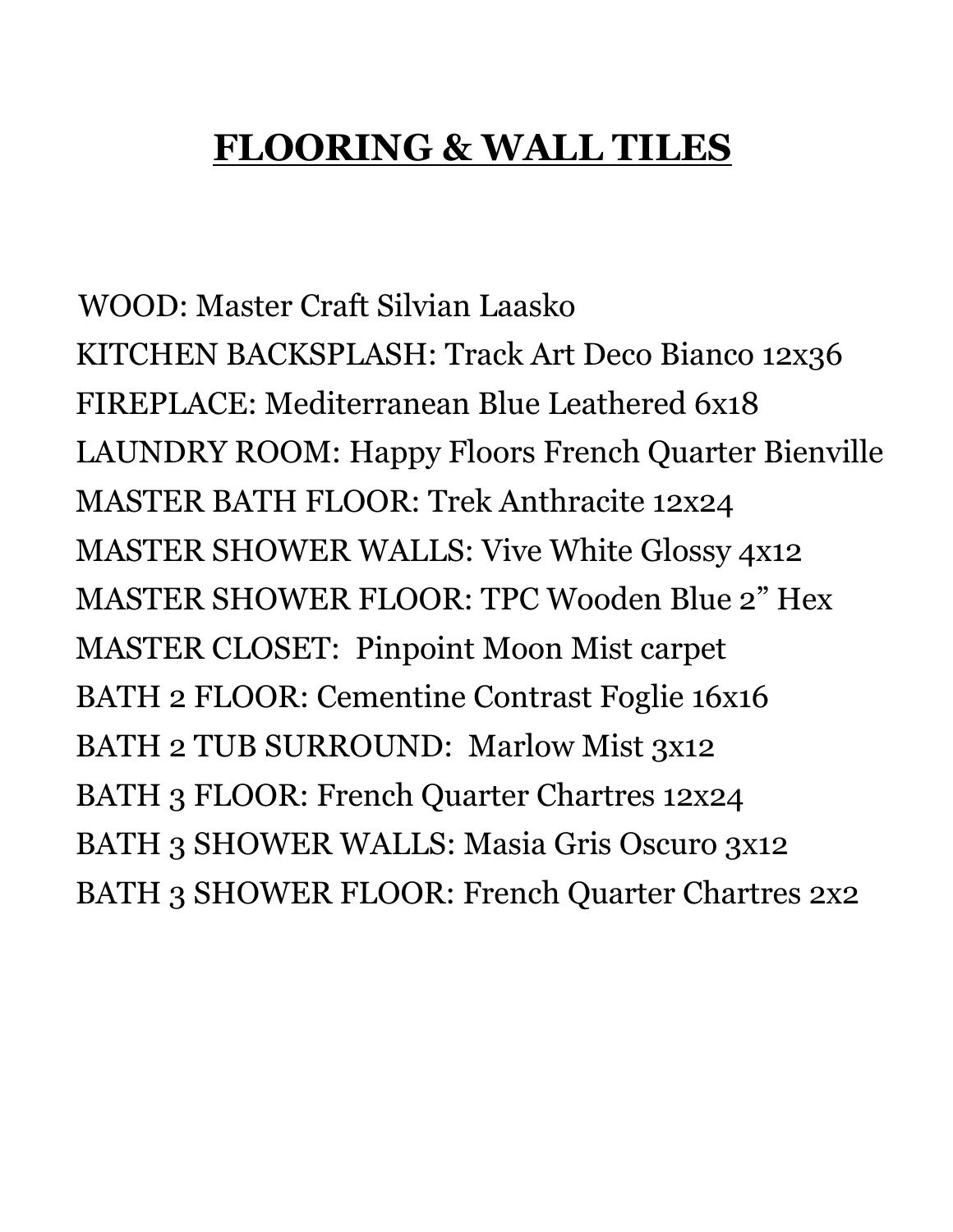# FLOORING & WALL TILES

WOOD: Master Craft Silvian Laasko
KITCHEN BACKSPLASH: Track Art Deco Bianco 12x36
FIREPLACE: Mediterranean Blue Leathered 6x18
LAUNDRY ROOM: Happy Floors French Quarter Bienville
MASTER BATH FLOOR: Trek Anthracite 12x24
MASTER SHOWER WALLS: Vive White Glossy 4x12
MASTER SHOWER FLOOR: TPC Wooden Blue 2" Hex
MASTER CLOSET: Pinpoint Moon Mist carpet
BATH 2 FLOOR: Cementine Contrast Foglie 16x16
BATH 2 TUB SURROUND: Marlow Mist 3x12
BATH 3 FLOOR: French Quarter Chartres 12x24
BATH 3 SHOWER WALLS: Masia Gris Oscuro 3x12
BATH 3 SHOWER FLOOR: French Quarter Chartres 2x2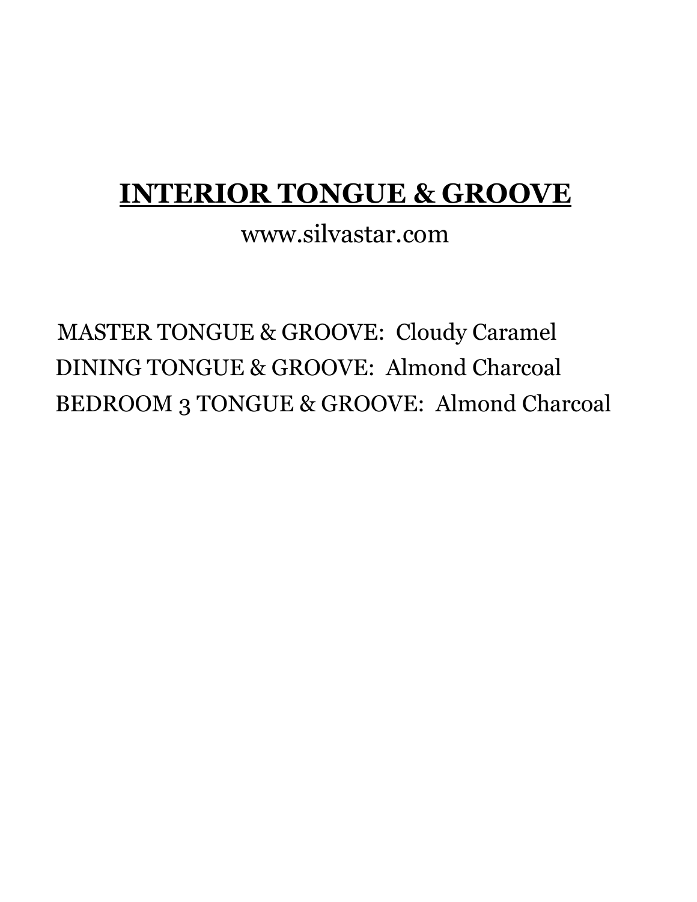# INTERIOR TONGUE & GROOVE

www.silvastar.com

MASTER TONGUE & GROOVE: Cloudy Caramel
DINING TONGUE & GROOVE: Almond Charcoal
BEDROOM 3 TONGUE & GROOVE: Almond Charcoal